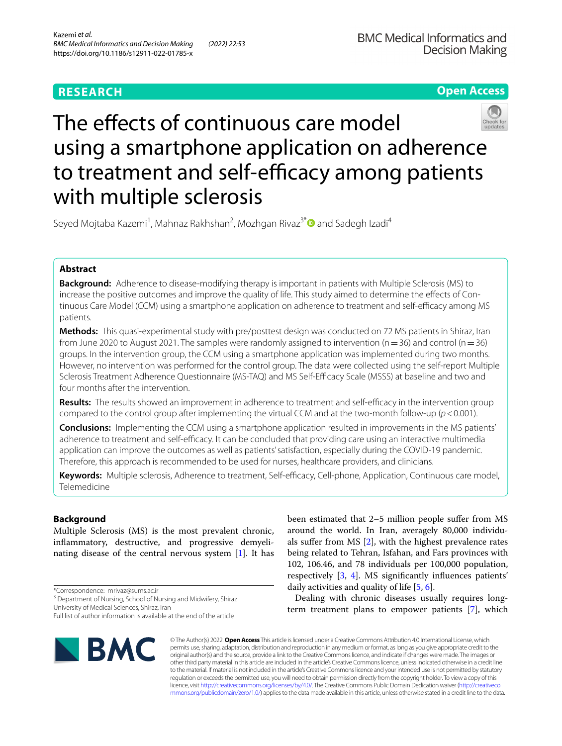RESEARCH

Open Access

# The effects of continuous care model using a smartphone application on adherence to treatment and self-efficacy among patients with multiple sclerosis

Seyed Mojtaba Kazemi[1], Mahnaz Rakhshan[2], Mozhgan Rivaz[3*] and Sadegh Izadi[4]

## Abstract

**Background:** Adherence to disease-modifying therapy is important in patients with Multiple Sclerosis (MS) to increase the positive outcomes and improve the quality of life. This study aimed to determine the effects of Continuous Care Model (CCM) using a smartphone application on adherence to treatment and self-efficacy among MS patients.

**Methods:** This quasi-experimental study with pre/posttest design was conducted on 72 MS patients in Shiraz, Iran from June 2020 to August 2021. The samples were randomly assigned to intervention (n = 36) and control (n = 36) groups. In the intervention group, the CCM using a smartphone application was implemented during two months. However, no intervention was performed for the control group. The data were collected using the self-report Multiple Sclerosis Treatment Adherence Questionnaire (MS-TAQ) and MS Self-Efficacy Scale (MSSS) at baseline and two and four months after the intervention.

**Results:** The results showed an improvement in adherence to treatment and self-efficacy in the intervention group compared to the control group after implementing the virtual CCM and at the two-month follow-up ($p < 0.001$).

**Conclusions:** Implementing the CCM using a smartphone application resulted in improvements in the MS patients' adherence to treatment and self-efficacy. It can be concluded that providing care using an interactive multimedia application can improve the outcomes as well as patients' satisfaction, especially during the COVID-19 pandemic. Therefore, this approach is recommended to be used for nurses, healthcare providers, and clinicians.

**Keywords:** Multiple sclerosis, Adherence to treatment, Self-efficacy, Cell-phone, Application, Continuous care model, Telemedicine

## Background

Multiple Sclerosis (MS) is the most prevalent chronic, inflammatory, destructive, and progressive demyelinating disease of the central nervous system [1]. It has been estimated that 2–5 million people suffer from MS around the world. In Iran, averagely 80,000 individuals suffer from MS [2], with the highest prevalence rates being related to Tehran, Isfahan, and Fars provinces with 102, 106.46, and 78 individuals per 100,000 population, respectively [3, 4]. MS significantly influences patients' daily activities and quality of life [5, 6].

Dealing with chronic diseases usually requires long-term treatment plans to empower patients [7], which

*Correspondence: mrivaz@sums.ac.ir

[3] Department of Nursing, School of Nursing and Midwifery, Shiraz University of Medical Sciences, Shiraz, Iran

Full list of author information is available at the end of the article

© The Author(s) 2022. **Open Access** This article is licensed under a Creative Commons Attribution 4.0 International License, which permits use, sharing, adaptation, distribution and reproduction in any medium or format, as long as you give appropriate credit to the original author(s) and the source, provide a link to the Creative Commons licence, and indicate if changes were made. The images or other third party material in this article are included in the article's Creative Commons licence, unless indicated otherwise in a credit line to the material. If material is not included in the article's Creative Commons licence and your intended use is not permitted by statutory regulation or exceeds the permitted use, you will need to obtain permission directly from the copyright holder. To view a copy of this licence, visit http://creativecommons.org/licenses/by/4.0/. The Creative Commons Public Domain Dedication waiver (http://creativecommons.org/publicdomain/zero/1.0/) applies to the data made available in this article, unless otherwise stated in a credit line to the data.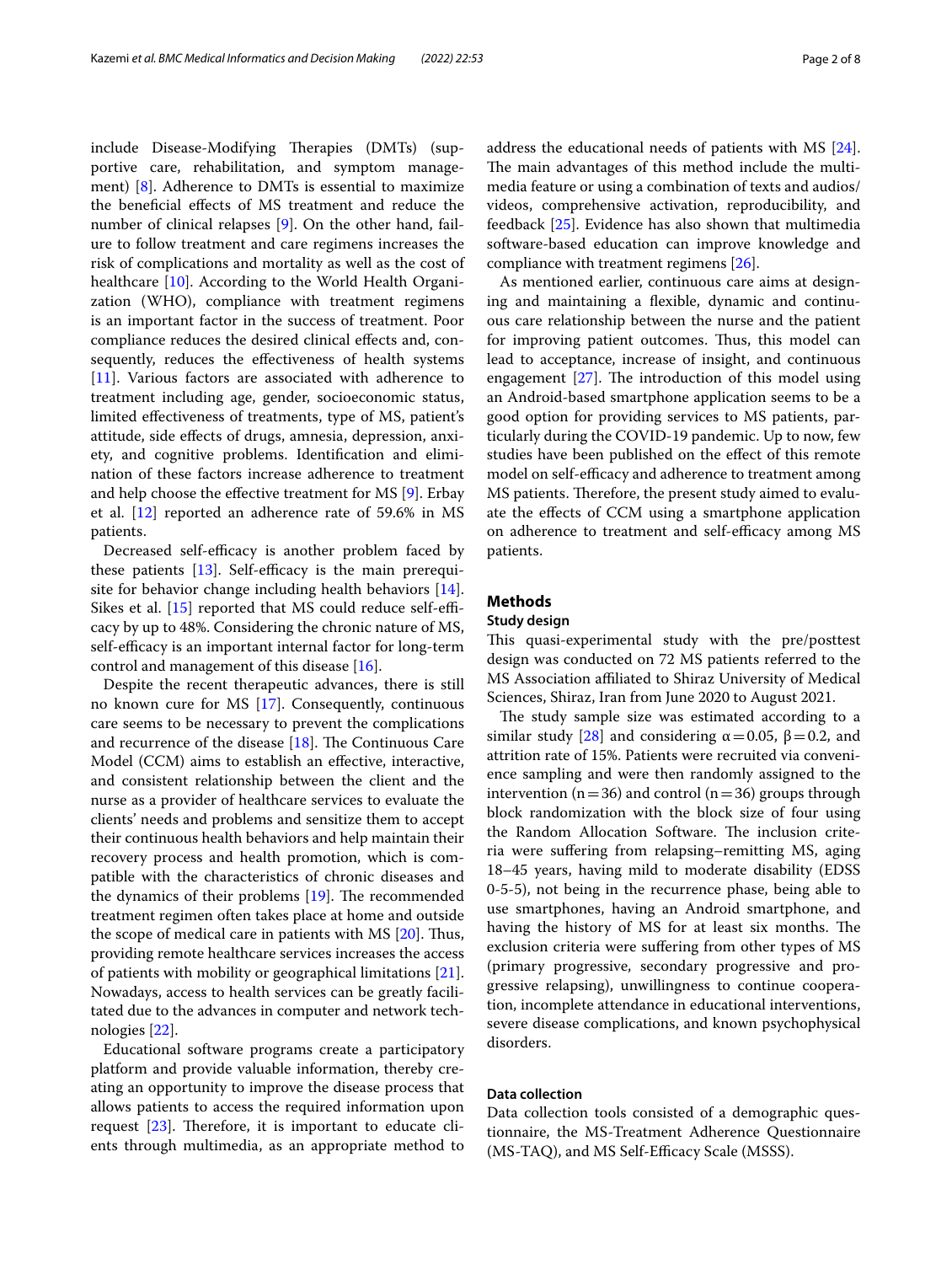include Disease-Modifying Therapies (DMTs) (supportive care, rehabilitation, and symptom management) [8]. Adherence to DMTs is essential to maximize the beneficial effects of MS treatment and reduce the number of clinical relapses [9]. On the other hand, failure to follow treatment and care regimens increases the risk of complications and mortality as well as the cost of healthcare [10]. According to the World Health Organization (WHO), compliance with treatment regimens is an important factor in the success of treatment. Poor compliance reduces the desired clinical effects and, consequently, reduces the effectiveness of health systems [11]. Various factors are associated with adherence to treatment including age, gender, socioeconomic status, limited effectiveness of treatments, type of MS, patient's attitude, side effects of drugs, amnesia, depression, anxiety, and cognitive problems. Identification and elimination of these factors increase adherence to treatment and help choose the effective treatment for MS [9]. Erbay et al. [12] reported an adherence rate of 59.6% in MS patients.

Decreased self-efficacy is another problem faced by these patients [13]. Self-efficacy is the main prerequisite for behavior change including health behaviors [14]. Sikes et al. [15] reported that MS could reduce self-efficacy by up to 48%. Considering the chronic nature of MS, self-efficacy is an important internal factor for long-term control and management of this disease [16].

Despite the recent therapeutic advances, there is still no known cure for MS [17]. Consequently, continuous care seems to be necessary to prevent the complications and recurrence of the disease [18]. The Continuous Care Model (CCM) aims to establish an effective, interactive, and consistent relationship between the client and the nurse as a provider of healthcare services to evaluate the clients' needs and problems and sensitize them to accept their continuous health behaviors and help maintain their recovery process and health promotion, which is compatible with the characteristics of chronic diseases and the dynamics of their problems [19]. The recommended treatment regimen often takes place at home and outside the scope of medical care in patients with MS [20]. Thus, providing remote healthcare services increases the access of patients with mobility or geographical limitations [21]. Nowadays, access to health services can be greatly facilitated due to the advances in computer and network technologies [22].

Educational software programs create a participatory platform and provide valuable information, thereby creating an opportunity to improve the disease process that allows patients to access the required information upon request [23]. Therefore, it is important to educate clients through multimedia, as an appropriate method to address the educational needs of patients with MS [24]. The main advantages of this method include the multimedia feature or using a combination of texts and audios/videos, comprehensive activation, reproducibility, and feedback [25]. Evidence has also shown that multimedia software-based education can improve knowledge and compliance with treatment regimens [26].

As mentioned earlier, continuous care aims at designing and maintaining a flexible, dynamic and continuous care relationship between the nurse and the patient for improving patient outcomes. Thus, this model can lead to acceptance, increase of insight, and continuous engagement [27]. The introduction of this model using an Android-based smartphone application seems to be a good option for providing services to MS patients, particularly during the COVID-19 pandemic. Up to now, few studies have been published on the effect of this remote model on self-efficacy and adherence to treatment among MS patients. Therefore, the present study aimed to evaluate the effects of CCM using a smartphone application on adherence to treatment and self-efficacy among MS patients.

## Methods

### Study design

This quasi-experimental study with the pre/posttest design was conducted on 72 MS patients referred to the MS Association affiliated to Shiraz University of Medical Sciences, Shiraz, Iran from June 2020 to August 2021.

The study sample size was estimated according to a similar study [28] and considering $\alpha = 0.05$, $\beta = 0.2$, and attrition rate of 15%. Patients were recruited via convenience sampling and were then randomly assigned to the intervention ($n = 36$) and control ($n = 36$) groups through block randomization with the block size of four using the Random Allocation Software. The inclusion criteria were suffering from relapsing–remitting MS, aging 18–45 years, having mild to moderate disability (EDSS 0-5-5), not being in the recurrence phase, being able to use smartphones, having an Android smartphone, and having the history of MS for at least six months. The exclusion criteria were suffering from other types of MS (primary progressive, secondary progressive and progressive relapsing), unwillingness to continue cooperation, incomplete attendance in educational interventions, severe disease complications, and known psychophysical disorders.

### Data collection

Data collection tools consisted of a demographic questionnaire, the MS-Treatment Adherence Questionnaire (MS-TAQ), and MS Self-Efficacy Scale (MSSS).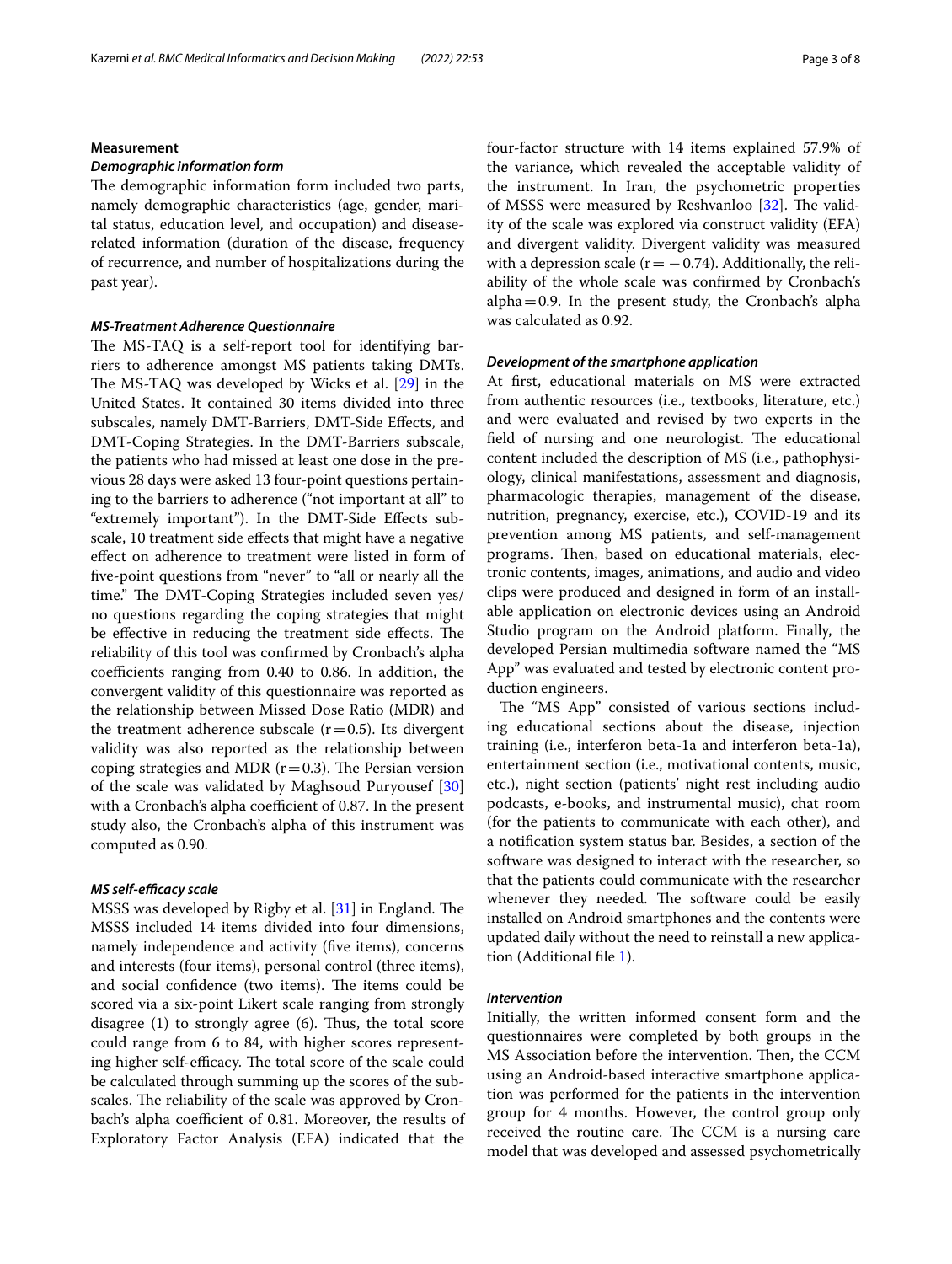## Measurement

### *Demographic information form*

The demographic information form included two parts, namely demographic characteristics (age, gender, marital status, education level, and occupation) and disease-related information (duration of the disease, frequency of recurrence, and number of hospitalizations during the past year).

### *MS-Treatment Adherence Questionnaire*

The MS-TAQ is a self-report tool for identifying barriers to adherence amongst MS patients taking DMTs. The MS-TAQ was developed by Wicks et al. [29] in the United States. It contained 30 items divided into three subscales, namely DMT-Barriers, DMT-Side Effects, and DMT-Coping Strategies. In the DMT-Barriers subscale, the patients who had missed at least one dose in the previous 28 days were asked 13 four-point questions pertaining to the barriers to adherence ("not important at all" to "extremely important"). In the DMT-Side Effects subscale, 10 treatment side effects that might have a negative effect on adherence to treatment were listed in form of five-point questions from "never" to "all or nearly all the time." The DMT-Coping Strategies included seven yes/no questions regarding the coping strategies that might be effective in reducing the treatment side effects. The reliability of this tool was confirmed by Cronbach's alpha coefficients ranging from 0.40 to 0.86. In addition, the convergent validity of this questionnaire was reported as the relationship between Missed Dose Ratio (MDR) and the treatment adherence subscale ($r=0.5$). Its divergent validity was also reported as the relationship between coping strategies and MDR ($r=0.3$). The Persian version of the scale was validated by Maghsoud Puryousef [30] with a Cronbach's alpha coefficient of 0.87. In the present study also, the Cronbach's alpha of this instrument was computed as 0.90.

### *MS self-efficacy scale*

MSSS was developed by Rigby et al. [31] in England. The MSSS included 14 items divided into four dimensions, namely independence and activity (five items), concerns and interests (four items), personal control (three items), and social confidence (two items). The items could be scored via a six-point Likert scale ranging from strongly disagree (1) to strongly agree (6). Thus, the total score could range from 6 to 84, with higher scores representing higher self-efficacy. The total score of the scale could be calculated through summing up the scores of the subscales. The reliability of the scale was approved by Cronbach's alpha coefficient of 0.81. Moreover, the results of Exploratory Factor Analysis (EFA) indicated that the four-factor structure with 14 items explained 57.9% of the variance, which revealed the acceptable validity of the instrument. In Iran, the psychometric properties of MSSS were measured by Reshvanloo [32]. The validity of the scale was explored via construct validity (EFA) and divergent validity. Divergent validity was measured with a depression scale ($r=-0.74$). Additionally, the reliability of the whole scale was confirmed by Cronbach's alpha$=0.9$. In the present study, the Cronbach's alpha was calculated as 0.92.

### *Development of the smartphone application*

At first, educational materials on MS were extracted from authentic resources (i.e., textbooks, literature, etc.) and were evaluated and revised by two experts in the field of nursing and one neurologist. The educational content included the description of MS (i.e., pathophysiology, clinical manifestations, assessment and diagnosis, pharmacologic therapies, management of the disease, nutrition, pregnancy, exercise, etc.), COVID-19 and its prevention among MS patients, and self-management programs. Then, based on educational materials, electronic contents, images, animations, and audio and video clips were produced and designed in form of an installable application on electronic devices using an Android Studio program on the Android platform. Finally, the developed Persian multimedia software named the "MS App" was evaluated and tested by electronic content production engineers.

The "MS App" consisted of various sections including educational sections about the disease, injection training (i.e., interferon beta-1a and interferon beta-1a), entertainment section (i.e., motivational contents, music, etc.), night section (patients' night rest including audio podcasts, e-books, and instrumental music), chat room (for the patients to communicate with each other), and a notification system status bar. Besides, a section of the software was designed to interact with the researcher, so that the patients could communicate with the researcher whenever they needed. The software could be easily installed on Android smartphones and the contents were updated daily without the need to reinstall a new application (Additional file 1).

### *Intervention*

Initially, the written informed consent form and the questionnaires were completed by both groups in the MS Association before the intervention. Then, the CCM using an Android-based interactive smartphone application was performed for the patients in the intervention group for 4 months. However, the control group only received the routine care. The CCM is a nursing care model that was developed and assessed psychometrically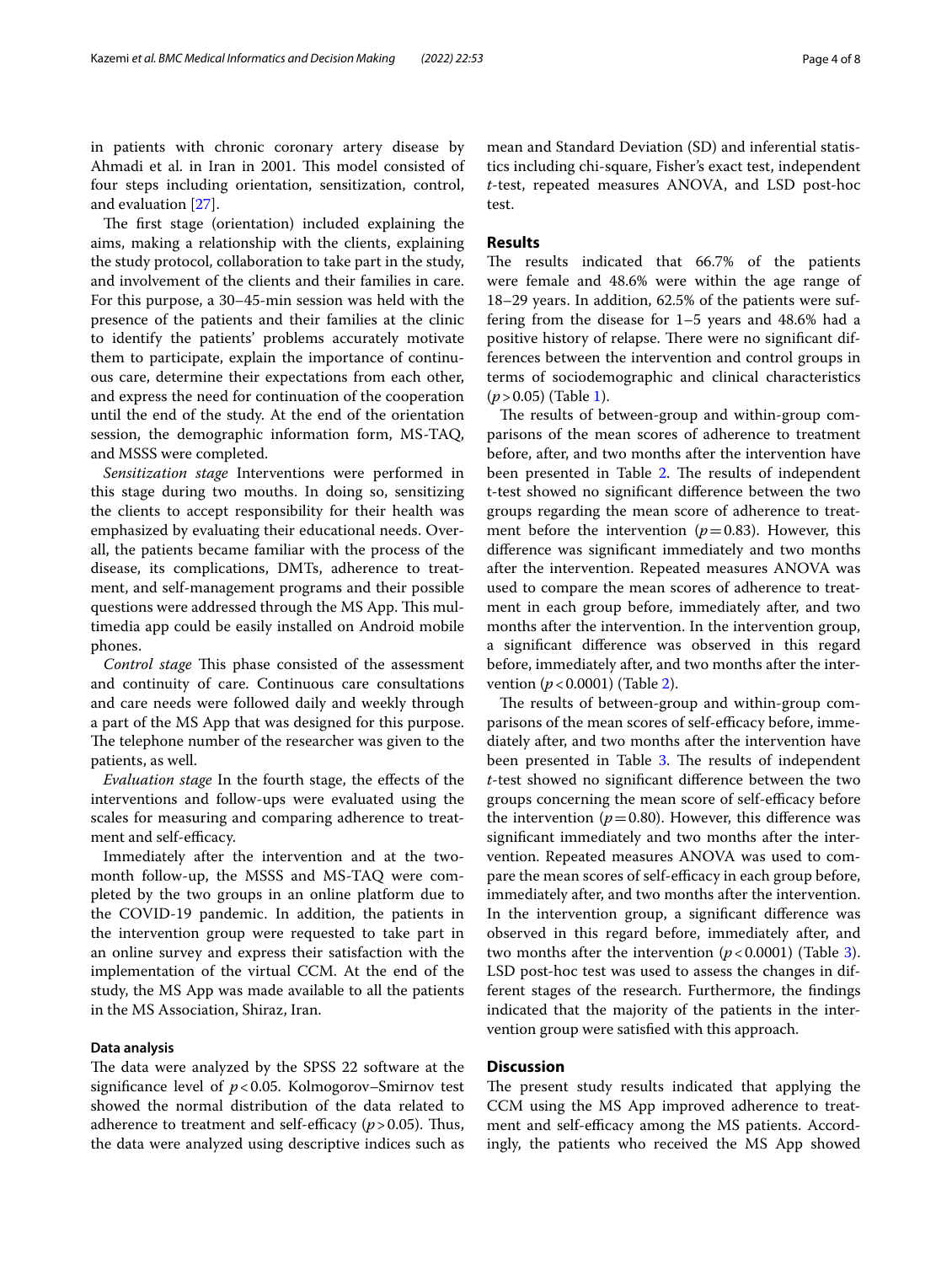in patients with chronic coronary artery disease by Ahmadi et al. in Iran in 2001. This model consisted of four steps including orientation, sensitization, control, and evaluation [27].

The first stage (orientation) included explaining the aims, making a relationship with the clients, explaining the study protocol, collaboration to take part in the study, and involvement of the clients and their families in care. For this purpose, a 30–45-min session was held with the presence of the patients and their families at the clinic to identify the patients' problems accurately motivate them to participate, explain the importance of continuous care, determine their expectations from each other, and express the need for continuation of the cooperation until the end of the study. At the end of the orientation session, the demographic information form, MS-TAQ, and MSSS were completed.

*Sensitization stage* Interventions were performed in this stage during two mouths. In doing so, sensitizing the clients to accept responsibility for their health was emphasized by evaluating their educational needs. Overall, the patients became familiar with the process of the disease, its complications, DMTs, adherence to treatment, and self-management programs and their possible questions were addressed through the MS App. This multimedia app could be easily installed on Android mobile phones.

*Control stage* This phase consisted of the assessment and continuity of care. Continuous care consultations and care needs were followed daily and weekly through a part of the MS App that was designed for this purpose. The telephone number of the researcher was given to the patients, as well.

*Evaluation stage* In the fourth stage, the effects of the interventions and follow-ups were evaluated using the scales for measuring and comparing adherence to treatment and self-efficacy.

Immediately after the intervention and at the two-month follow-up, the MSSS and MS-TAQ were completed by the two groups in an online platform due to the COVID-19 pandemic. In addition, the patients in the intervention group were requested to take part in an online survey and express their satisfaction with the implementation of the virtual CCM. At the end of the study, the MS App was made available to all the patients in the MS Association, Shiraz, Iran.

### Data analysis

The data were analyzed by the SPSS 22 software at the significance level of $p<0.05$. Kolmogorov–Smirnov test showed the normal distribution of the data related to adherence to treatment and self-efficacy ($p>0.05$). Thus, the data were analyzed using descriptive indices such as mean and Standard Deviation (SD) and inferential statistics including chi-square, Fisher's exact test, independent *t*-test, repeated measures ANOVA, and LSD post-hoc test.

## Results

The results indicated that 66.7% of the patients were female and 48.6% were within the age range of 18–29 years. In addition, 62.5% of the patients were suffering from the disease for 1–5 years and 48.6% had a positive history of relapse. There were no significant differences between the intervention and control groups in terms of sociodemographic and clinical characteristics ($p>0.05$) (Table 1).

The results of between-group and within-group comparisons of the mean scores of adherence to treatment before, after, and two months after the intervention have been presented in Table 2. The results of independent t-test showed no significant difference between the two groups regarding the mean score of adherence to treatment before the intervention ($p=0.83$). However, this difference was significant immediately and two months after the intervention. Repeated measures ANOVA was used to compare the mean scores of adherence to treatment in each group before, immediately after, and two months after the intervention. In the intervention group, a significant difference was observed in this regard before, immediately after, and two months after the intervention ($p<0.0001$) (Table 2).

The results of between-group and within-group comparisons of the mean scores of self-efficacy before, immediately after, and two months after the intervention have been presented in Table 3. The results of independent *t*-test showed no significant difference between the two groups concerning the mean score of self-efficacy before the intervention ($p=0.80$). However, this difference was significant immediately and two months after the intervention. Repeated measures ANOVA was used to compare the mean scores of self-efficacy in each group before, immediately after, and two months after the intervention. In the intervention group, a significant difference was observed in this regard before, immediately after, and two months after the intervention ($p<0.0001$) (Table 3). LSD post-hoc test was used to assess the changes in different stages of the research. Furthermore, the findings indicated that the majority of the patients in the intervention group were satisfied with this approach.

## Discussion

The present study results indicated that applying the CCM using the MS App improved adherence to treatment and self-efficacy among the MS patients. Accordingly, the patients who received the MS App showed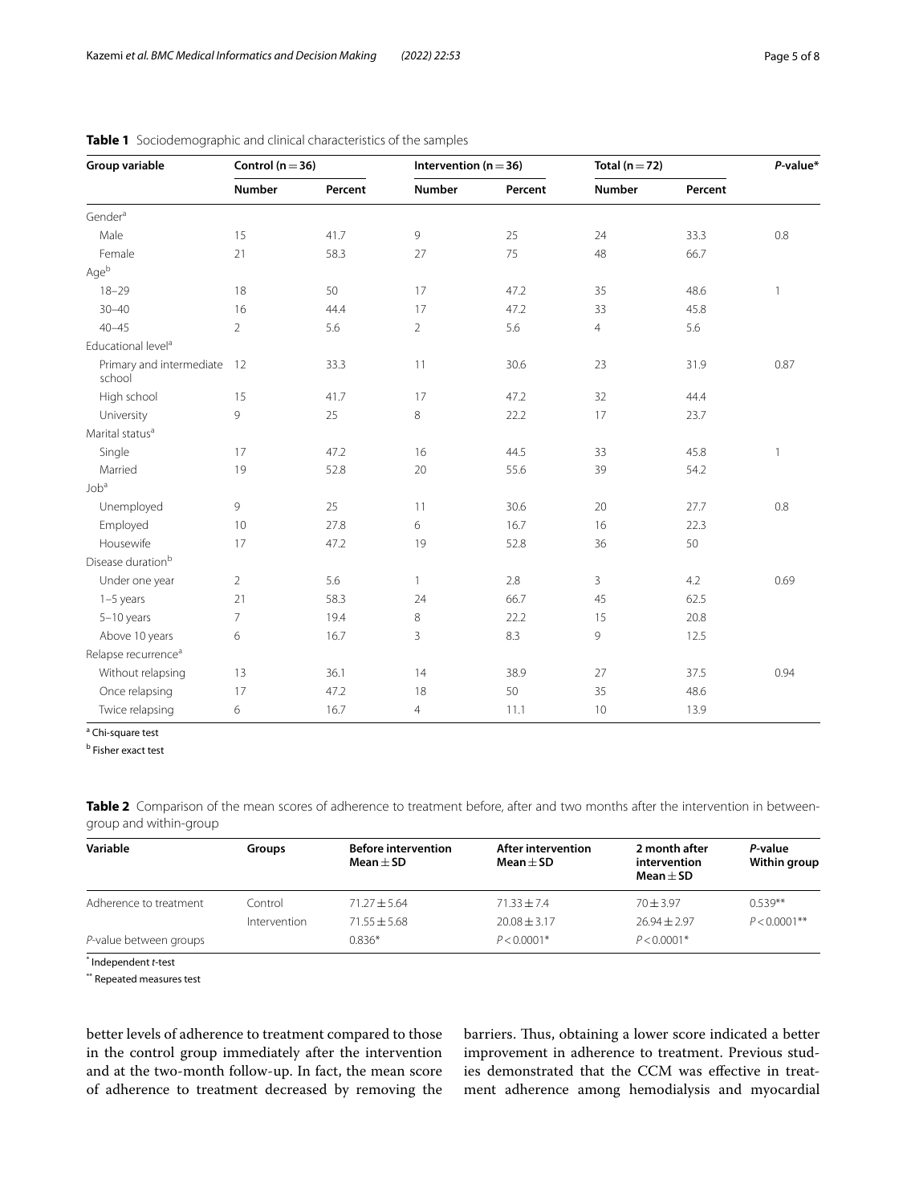**Table 1** Sociodemographic and clinical characteristics of the samples

| Group variable | Control (n = 36) | | Intervention (n = 36) | | Total (n = 72) | | *P*-value* |
|---|---|---|---|---|---|---|---|
| | Number | Percent | Number | Percent | Number | Percent | |
| Gender[a] | | | | | | | |
| Male | 15 | 41.7 | 9 | 25 | 24 | 33.3 | 0.8 |
| Female | 21 | 58.3 | 27 | 75 | 48 | 66.7 | |
| Age[b] | | | | | | | |
| 18–29 | 18 | 50 | 17 | 47.2 | 35 | 48.6 | 1 |
| 30–40 | 16 | 44.4 | 17 | 47.2 | 33 | 45.8 | |
| 40–45 | 2 | 5.6 | 2 | 5.6 | 4 | 5.6 | |
| Educational level[a] | | | | | | | |
| Primary and intermediate school | 12 | 33.3 | 11 | 30.6 | 23 | 31.9 | 0.87 |
| High school | 15 | 41.7 | 17 | 47.2 | 32 | 44.4 | |
| University | 9 | 25 | 8 | 22.2 | 17 | 23.7 | |
| Marital status[a] | | | | | | | |
| Single | 17 | 47.2 | 16 | 44.5 | 33 | 45.8 | 1 |
| Married | 19 | 52.8 | 20 | 55.6 | 39 | 54.2 | |
| Job[a] | | | | | | | |
| Unemployed | 9 | 25 | 11 | 30.6 | 20 | 27.7 | 0.8 |
| Employed | 10 | 27.8 | 6 | 16.7 | 16 | 22.3 | |
| Housewife | 17 | 47.2 | 19 | 52.8 | 36 | 50 | |
| Disease duration[b] | | | | | | | |
| Under one year | 2 | 5.6 | 1 | 2.8 | 3 | 4.2 | 0.69 |
| 1–5 years | 21 | 58.3 | 24 | 66.7 | 45 | 62.5 | |
| 5–10 years | 7 | 19.4 | 8 | 22.2 | 15 | 20.8 | |
| Above 10 years | 6 | 16.7 | 3 | 8.3 | 9 | 12.5 | |
| Relapse recurrence[a] | | | | | | | |
| Without relapsing | 13 | 36.1 | 14 | 38.9 | 27 | 37.5 | 0.94 |
| Once relapsing | 17 | 47.2 | 18 | 50 | 35 | 48.6 | |
| Twice relapsing | 6 | 16.7 | 4 | 11.1 | 10 | 13.9 | |

[a] Chi-square test

[b] Fisher exact test

**Table 2** Comparison of the mean scores of adherence to treatment before, after and two months after the intervention in between-group and within-group

| Variable | Groups | Before intervention Mean ± SD | After intervention Mean ± SD | 2 month after intervention Mean ± SD | *P*-value Within group |
|---|---|---|---|---|---|
| Adherence to treatment | Control | 71.27 ± 5.64 | 71.33 ± 7.4 | 70 ± 3.97 | 0.539** |
| | Intervention | 71.55 ± 5.68 | 20.08 ± 3.17 | 26.94 ± 2.97 | $P < 0.0001$** |
| *P*-value between groups | | 0.836* | $P < 0.0001$* | $P < 0.0001$* | |

[*] Independent *t*-test

[**] Repeated measures test

better levels of adherence to treatment compared to those in the control group immediately after the intervention and at the two-month follow-up. In fact, the mean score of adherence to treatment decreased by removing the barriers. Thus, obtaining a lower score indicated a better improvement in adherence to treatment. Previous studies demonstrated that the CCM was effective in treatment adherence among hemodialysis and myocardial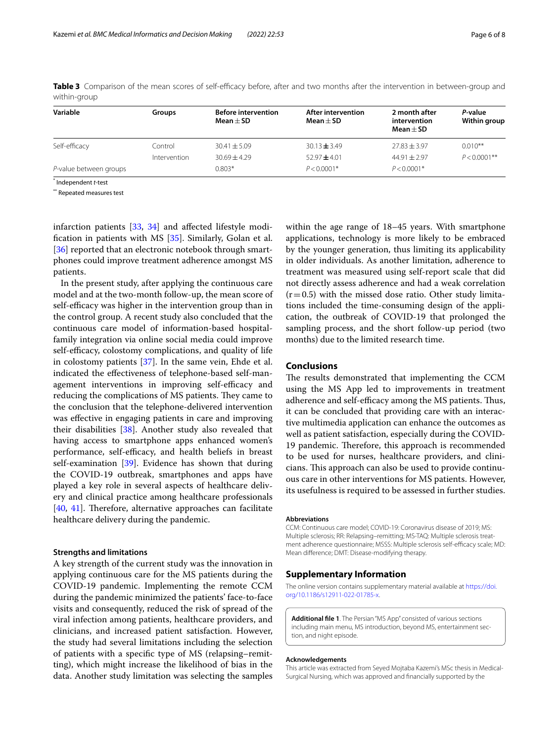**Table 3** Comparison of the mean scores of self-efficacy before, after and two months after the intervention in between-group and within-group

| Variable | Groups | Before intervention Mean ± SD | After intervention Mean ± SD | 2 month after intervention Mean ± SD | *P*-value Within group |
|---|---|---|---|---|---|
| Self-efficacy | Control | 30.41 ± 5.09 | 30.13 ± 3.49 | 27.83 ± 3.97 | 0.010** |
| | Intervention | 30.69 ± 4.29 | 52.97 ± 4.01 | 44.91 ± 2.97 | *P* < 0.0001** |
| *P*-value between groups | | 0.803* | *P* < 0.0001* | *P* < 0.0001* | |

\* Independent *t*-test

\*\* Repeated measures test

infarction patients [33, 34] and affected lifestyle modification in patients with MS [35]. Similarly, Golan et al. [36] reported that an electronic notebook through smartphones could improve treatment adherence amongst MS patients.

In the present study, after applying the continuous care model and at the two-month follow-up, the mean score of self-efficacy was higher in the intervention group than in the control group. A recent study also concluded that the continuous care model of information-based hospital-family integration via online social media could improve self-efficacy, colostomy complications, and quality of life in colostomy patients [37]. In the same vein, Ehde et al. indicated the effectiveness of telephone-based self-management interventions in improving self-efficacy and reducing the complications of MS patients. They came to the conclusion that the telephone-delivered intervention was effective in engaging patients in care and improving their disabilities [38]. Another study also revealed that having access to smartphone apps enhanced women's performance, self-efficacy, and health beliefs in breast self-examination [39]. Evidence has shown that during the COVID-19 outbreak, smartphones and apps have played a key role in several aspects of healthcare delivery and clinical practice among healthcare professionals [40, 41]. Therefore, alternative approaches can facilitate healthcare delivery during the pandemic.

### Strengths and limitations

A key strength of the current study was the innovation in applying continuous care for the MS patients during the COVID-19 pandemic. Implementing the remote CCM during the pandemic minimized the patients' face-to-face visits and consequently, reduced the risk of spread of the viral infection among patients, healthcare providers, and clinicians, and increased patient satisfaction. However, the study had several limitations including the selection of patients with a specific type of MS (relapsing–remitting), which might increase the likelihood of bias in the data. Another study limitation was selecting the samples within the age range of 18–45 years. With smartphone applications, technology is more likely to be embraced by the younger generation, thus limiting its applicability in older individuals. As another limitation, adherence to treatment was measured using self-report scale that did not directly assess adherence and had a weak correlation ($r = 0.5$) with the missed dose ratio. Other study limitations included the time-consuming design of the application, the outbreak of COVID-19 that prolonged the sampling process, and the short follow-up period (two months) due to the limited research time.

## Conclusions

The results demonstrated that implementing the CCM using the MS App led to improvements in treatment adherence and self-efficacy among the MS patients. Thus, it can be concluded that providing care with an interactive multimedia application can enhance the outcomes as well as patient satisfaction, especially during the COVID-19 pandemic. Therefore, this approach is recommended to be used for nurses, healthcare providers, and clinicians. This approach can also be used to provide continuous care in other interventions for MS patients. However, its usefulness is required to be assessed in further studies.

#### Abbreviations

CCM: Continuous care model; COVID-19: Coronavirus disease of 2019; MS: Multiple sclerosis; RR: Relapsing–remitting; MS-TAQ: Multiple sclerosis treatment adherence questionnaire; MSSS: Multiple sclerosis self-efficacy scale; MD: Mean difference; DMT: Disease-modifying therapy.

## Supplementary Information

The online version contains supplementary material available at https://doi.org/10.1186/s12911-022-01785-x.

**Additional file 1**. The Persian "MS App" consisted of various sections including main menu, MS introduction, beyond MS, entertainment section, and night episode.

#### Acknowledgements

This article was extracted from Seyed Mojtaba Kazemi's MSc thesis in Medical-Surgical Nursing, which was approved and financially supported by the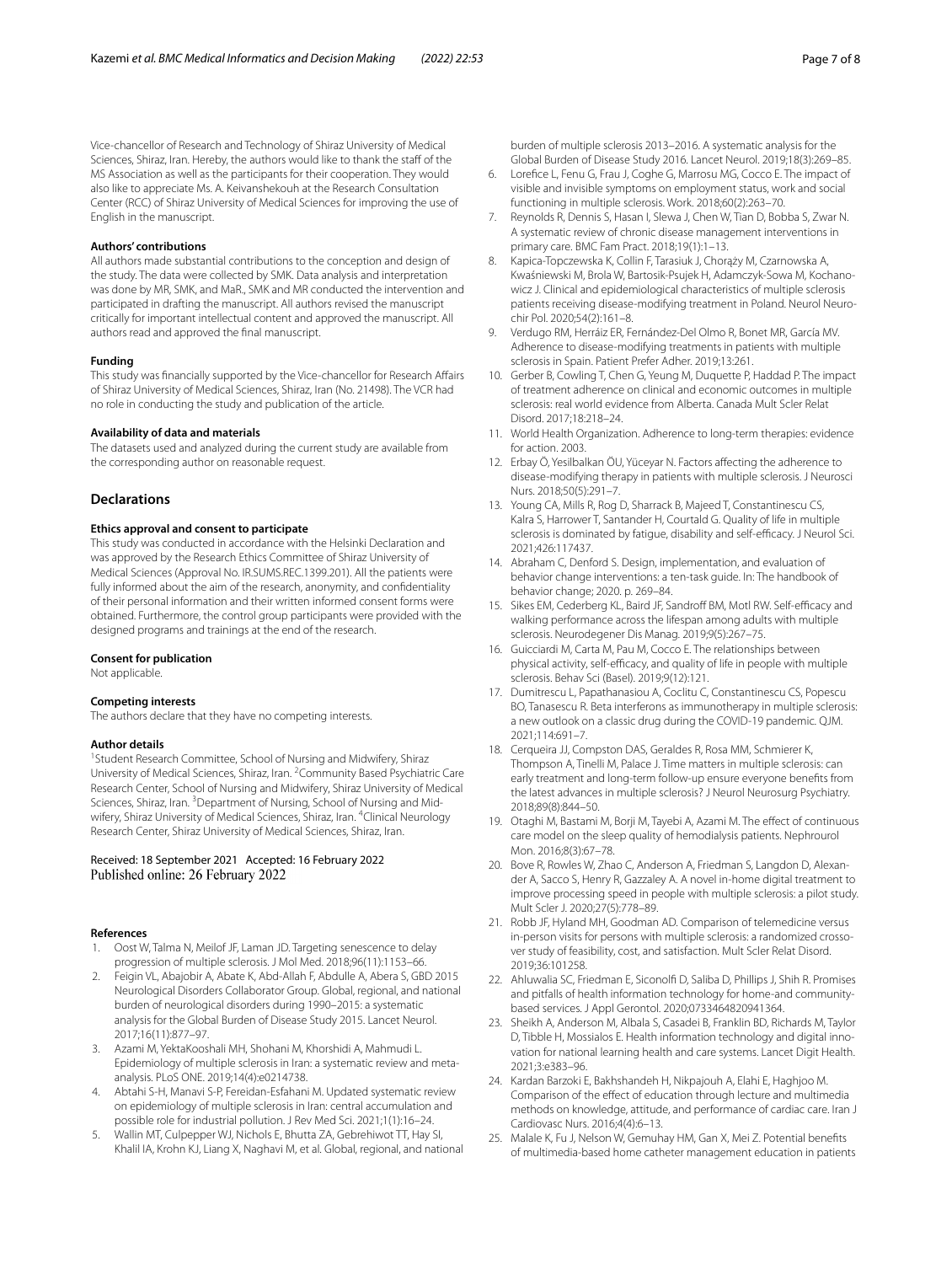Vice-chancellor of Research and Technology of Shiraz University of Medical Sciences, Shiraz, Iran. Hereby, the authors would like to thank the staff of the MS Association as well as the participants for their cooperation. They would also like to appreciate Ms. A. Keivanshekouh at the Research Consultation Center (RCC) of Shiraz University of Medical Sciences for improving the use of English in the manuscript.

#### Authors' contributions

All authors made substantial contributions to the conception and design of the study. The data were collected by SMK. Data analysis and interpretation was done by MR, SMK, and MaR., SMK and MR conducted the intervention and participated in drafting the manuscript. All authors revised the manuscript critically for important intellectual content and approved the manuscript. All authors read and approved the final manuscript.

#### Funding

This study was financially supported by the Vice-chancellor for Research Affairs of Shiraz University of Medical Sciences, Shiraz, Iran (No. 21498). The VCR had no role in conducting the study and publication of the article.

#### Availability of data and materials

The datasets used and analyzed during the current study are available from the corresponding author on reasonable request.

## Declarations

#### Ethics approval and consent to participate

This study was conducted in accordance with the Helsinki Declaration and was approved by the Research Ethics Committee of Shiraz University of Medical Sciences (Approval No. IR.SUMS.REC.1399.201). All the patients were fully informed about the aim of the research, anonymity, and confidentiality of their personal information and their written informed consent forms were obtained. Furthermore, the control group participants were provided with the designed programs and trainings at the end of the research.

#### Consent for publication

Not applicable.

#### Competing interests

The authors declare that they have no competing interests.

#### Author details

[1]Student Research Committee, School of Nursing and Midwifery, Shiraz University of Medical Sciences, Shiraz, Iran. [2]Community Based Psychiatric Care Research Center, School of Nursing and Midwifery, Shiraz University of Medical Sciences, Shiraz, Iran. [3]Department of Nursing, School of Nursing and Midwifery, Shiraz University of Medical Sciences, Shiraz, Iran. [4]Clinical Neurology Research Center, Shiraz University of Medical Sciences, Shiraz, Iran.

Received: 18 September 2021 Accepted: 16 February 2022
Published online: 26 February 2022

#### References

1. Oost W, Talma N, Meilof JF, Laman JD. Targeting senescence to delay progression of multiple sclerosis. J Mol Med. 2018;96(11):1153–66.
2. Feigin VL, Abajobir A, Abate K, Abd-Allah F, Abdulle A, Abera S, GBD 2015 Neurological Disorders Collaborator Group. Global, regional, and national burden of neurological disorders during 1990–2015: a systematic analysis for the Global Burden of Disease Study 2015. Lancet Neurol. 2017;16(11):877–97.
3. Azami M, YektaKooshali MH, Shohani M, Khorshidi A, Mahmudi L. Epidemiology of multiple sclerosis in Iran: a systematic review and meta-analysis. PLoS ONE. 2019;14(4):e0214738.
4. Abtahi S-H, Manavi S-P, Fereidan-Esfahani M. Updated systematic review on epidemiology of multiple sclerosis in Iran: central accumulation and possible role for industrial pollution. J Rev Med Sci. 2021;1(1):16–24.
5. Wallin MT, Culpepper WJ, Nichols E, Bhutta ZA, Gebrehiwot TT, Hay SI, Khalil IA, Krohn KJ, Liang X, Naghavi M, et al. Global, regional, and national burden of multiple sclerosis 2013–2016. A systematic analysis for the Global Burden of Disease Study 2016. Lancet Neurol. 2019;18(3):269–85.
6. Lorefice L, Fenu G, Frau J, Coghe G, Marrosu MG, Cocco E. The impact of visible and invisible symptoms on employment status, work and social functioning in multiple sclerosis. Work. 2018;60(2):263–70.
7. Reynolds R, Dennis S, Hasan I, Slewa J, Chen W, Tian D, Bobba S, Zwar N. A systematic review of chronic disease management interventions in primary care. BMC Fam Pract. 2018;19(1):1–13.
8. Kapica-Topczewska K, Collin F, Tarasiuk J, Chorąży M, Czarnowska A, Kwaśniewski M, Brola W, Bartosik-Psujek H, Adamczyk-Sowa M, Kochanowicz J. Clinical and epidemiological characteristics of multiple sclerosis patients receiving disease-modifying treatment in Poland. Neurol Neurochir Pol. 2020;54(2):161–8.
9. Verdugo RM, Herráiz ER, Fernández-Del Olmo R, Bonet MR, García MV. Adherence to disease-modifying treatments in patients with multiple sclerosis in Spain. Patient Prefer Adher. 2019;13:261.
10. Gerber B, Cowling T, Chen G, Yeung M, Duquette P, Haddad P. The impact of treatment adherence on clinical and economic outcomes in multiple sclerosis: real world evidence from Alberta. Canada Mult Scler Relat Disord. 2017;18:218–24.
11. World Health Organization. Adherence to long-term therapies: evidence for action. 2003.
12. Erbay Ö, Yesilbalkan ÖU, Yüceyar N. Factors affecting the adherence to disease-modifying therapy in patients with multiple sclerosis. J Neurosci Nurs. 2018;50(5):291–7.
13. Young CA, Mills R, Rog D, Sharrack B, Majeed T, Constantinescu CS, Kalra S, Harrower T, Santander H, Courtald G. Quality of life in multiple sclerosis is dominated by fatigue, disability and self-efficacy. J Neurol Sci. 2021;426:117437.
14. Abraham C, Denford S. Design, implementation, and evaluation of behavior change interventions: a ten-task guide. In: The handbook of behavior change; 2020. p. 269–84.
15. Sikes EM, Cederberg KL, Baird JF, Sandroff BM, Motl RW. Self-efficacy and walking performance across the lifespan among adults with multiple sclerosis. Neurodegener Dis Manag. 2019;9(5):267–75.
16. Guicciardi M, Carta M, Pau M, Cocco E. The relationships between physical activity, self-efficacy, and quality of life in people with multiple sclerosis. Behav Sci (Basel). 2019;9(12):121.
17. Dumitrescu L, Papathanasiou A, Coclitu C, Constantinescu CS, Popescu BO, Tanasescu R. Beta interferons as immunotherapy in multiple sclerosis: a new outlook on a classic drug during the COVID-19 pandemic. QJM. 2021;114:691–7.
18. Cerqueira JJ, Compston DAS, Geraldes R, Rosa MM, Schmierer K, Thompson A, Tinelli M, Palace J. Time matters in multiple sclerosis: can early treatment and long-term follow-up ensure everyone benefits from the latest advances in multiple sclerosis? J Neurol Neurosurg Psychiatry. 2018;89(8):844–50.
19. Otaghi M, Bastami M, Borji M, Tayebi A, Azami M. The effect of continuous care model on the sleep quality of hemodialysis patients. Nephrourol Mon. 2016;8(3):67–78.
20. Bove R, Rowles W, Zhao C, Anderson A, Friedman S, Langdon D, Alexander A, Sacco S, Henry R, Gazzaley A. A novel in-home digital treatment to improve processing speed in people with multiple sclerosis: a pilot study. Mult Scler J. 2020;27(5):778–89.
21. Robb JF, Hyland MH, Goodman AD. Comparison of telemedicine versus in-person visits for persons with multiple sclerosis: a randomized crossover study of feasibility, cost, and satisfaction. Mult Scler Relat Disord. 2019;36:101258.
22. Ahluwalia SC, Friedman E, Siconolfi D, Saliba D, Phillips J, Shih R. Promises and pitfalls of health information technology for home-and community-based services. J Appl Gerontol. 2020;0733464820941364.
23. Sheikh A, Anderson M, Albala S, Casadei B, Franklin BD, Richards M, Taylor D, Tibble H, Mossialos E. Health information technology and digital innovation for national learning health and care systems. Lancet Digit Health. 2021;3:e383–96.
24. Kardan Barzoki E, Bakhshandeh H, Nikpajouh A, Elahi E, Haghjoo M. Comparison of the effect of education through lecture and multimedia methods on knowledge, attitude, and performance of cardiac care. Iran J Cardiovasc Nurs. 2016;4(4):6–13.
25. Malale K, Fu J, Nelson W, Gemuhay HM, Gan X, Mei Z. Potential benefits of multimedia-based home catheter management education in patients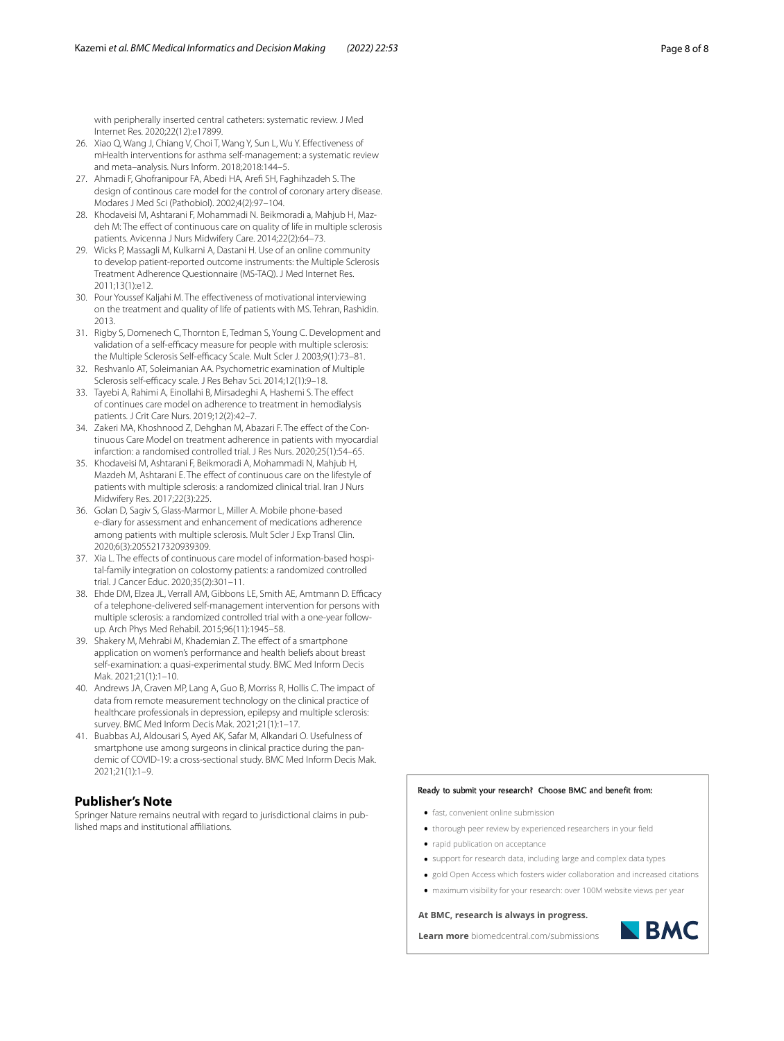with peripherally inserted central catheters: systematic review. J Med Internet Res. 2020;22(12):e17899.

26. Xiao Q, Wang J, Chiang V, Choi T, Wang Y, Sun L, Wu Y. Effectiveness of mHealth interventions for asthma self-management: a systematic review and meta–analysis. Nurs Inform. 2018;2018:144–5.
27. Ahmadi F, Ghofranipour FA, Abedi HA, Arefi SH, Faghihzadeh S. The design of continous care model for the control of coronary artery disease. Modares J Med Sci (Pathobiol). 2002;4(2):97–104.
28. Khodaveisi M, Ashtarani F, Mohammadi N. Beikmoradi a, Mahjub H, Mazdeh M: The effect of continuous care on quality of life in multiple sclerosis patients. Avicenna J Nurs Midwifery Care. 2014;22(2):64–73.
29. Wicks P, Massagli M, Kulkarni A, Dastani H. Use of an online community to develop patient-reported outcome instruments: the Multiple Sclerosis Treatment Adherence Questionnaire (MS-TAQ). J Med Internet Res. 2011;13(1):e12.
30. Pour Youssef Kaljahi M. The effectiveness of motivational interviewing on the treatment and quality of life of patients with MS. Tehran, Rashidin. 2013.
31. Rigby S, Domenech C, Thornton E, Tedman S, Young C. Development and validation of a self-efficacy measure for people with multiple sclerosis: the Multiple Sclerosis Self-efficacy Scale. Mult Scler J. 2003;9(1):73–81.
32. Reshvanlo AT, Soleimanian AA. Psychometric examination of Multiple Sclerosis self-efficacy scale. J Res Behav Sci. 2014;12(1):9–18.
33. Tayebi A, Rahimi A, Einollahi B, Mirsadeghi A, Hashemi S. The effect of continues care model on adherence to treatment in hemodialysis patients. J Crit Care Nurs. 2019;12(2):42–7.
34. Zakeri MA, Khoshnood Z, Dehghan M, Abazari F. The effect of the Continuous Care Model on treatment adherence in patients with myocardial infarction: a randomised controlled trial. J Res Nurs. 2020;25(1):54–65.
35. Khodaveisi M, Ashtarani F, Beikmoradi A, Mohammadi N, Mahjub H, Mazdeh M, Ashtarani E. The effect of continuous care on the lifestyle of patients with multiple sclerosis: a randomized clinical trial. Iran J Nurs Midwifery Res. 2017;22(3):225.
36. Golan D, Sagiv S, Glass-Marmor L, Miller A. Mobile phone-based e-diary for assessment and enhancement of medications adherence among patients with multiple sclerosis. Mult Scler J Exp Transl Clin. 2020;6(3):2055217320939309.
37. Xia L. The effects of continuous care model of information-based hospital-family integration on colostomy patients: a randomized controlled trial. J Cancer Educ. 2020;35(2):301–11.
38. Ehde DM, Elzea JL, Verrall AM, Gibbons LE, Smith AE, Amtmann D. Efficacy of a telephone-delivered self-management intervention for persons with multiple sclerosis: a randomized controlled trial with a one-year follow-up. Arch Phys Med Rehabil. 2015;96(11):1945–58.
39. Shakery M, Mehrabi M, Khademian Z. The effect of a smartphone application on women's performance and health beliefs about breast self-examination: a quasi-experimental study. BMC Med Inform Decis Mak. 2021;21(1):1–10.
40. Andrews JA, Craven MP, Lang A, Guo B, Morriss R, Hollis C. The impact of data from remote measurement technology on the clinical practice of healthcare professionals in depression, epilepsy and multiple sclerosis: survey. BMC Med Inform Decis Mak. 2021;21(1):1–17.
41. Buabbas AJ, Aldousari S, Ayed AK, Safar M, Alkandari O. Usefulness of smartphone use among surgeons in clinical practice during the pandemic of COVID-19: a cross-sectional study. BMC Med Inform Decis Mak. 2021;21(1):1–9.

## Publisher's Note

Springer Nature remains neutral with regard to jurisdictional claims in published maps and institutional affiliations.

Ready to submit your research? Choose BMC and benefit from:

- fast, convenient online submission
- thorough peer review by experienced researchers in your field
- rapid publication on acceptance
- support for research data, including large and complex data types
- gold Open Access which fosters wider collaboration and increased citations
- maximum visibility for your research: over 100M website views per year

**At BMC, research is always in progress.**

**Learn more** biomedcentral.com/submissions

BMC